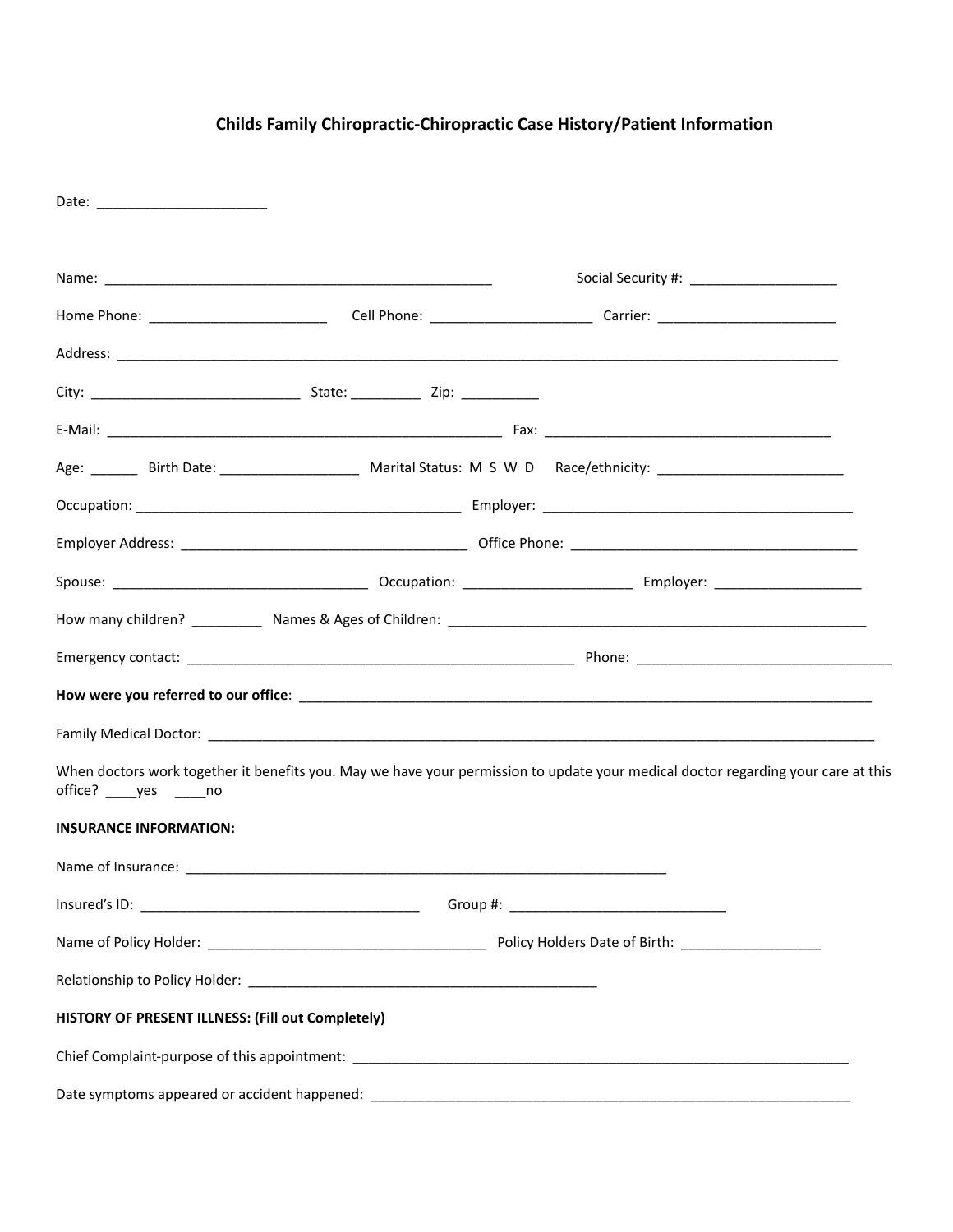# Childs Family Chiropractic-Chiropractic Case History/Patient Information

Date: ______________________

Name: __________________________________________________ Social Security #: ___________________

Home Phone: _______________________ Cell Phone: ____________________ Carrier: _______________________

Address: ____________________________________________________________________________________________

City: ___________________________ State: _________ Zip: __________

E-Mail: ___________________________________________________ Fax: _____________________________________

Age: ______ Birth Date: __________________ Marital Status: M S W D Race/ethnicity: ________________________

Occupation: __________________________________________ Employer: ________________________________________

Employer Address: _____________________________________ Office Phone: _____________________________________

Spouse: _________________________________ Occupation: _____________________ Employer: ___________________

How many children? _________ Names & Ages of Children: ________________________________________________________

Emergency contact: __________________________________________________ Phone: _________________________________

**How were you referred to our office**: _________________________________________________________________________

Family Medical Doctor: __________________________________________________________________________________________

When doctors work together it benefits you. May we have your permission to update your medical doctor regarding your care at this office? ____yes ____no

**INSURANCE INFORMATION:**

Name of Insurance: ______________________________________________________________

Insured's ID: ____________________________________ Group #: ____________________________

Name of Policy Holder: ____________________________________ Policy Holders Date of Birth: __________________

Relationship to Policy Holder: ______________________________________________

**HISTORY OF PRESENT ILLNESS: (Fill out Completely)**

Chief Complaint-purpose of this appointment: _________________________________________________________________

Date symptoms appeared or accident happened: _______________________________________________________________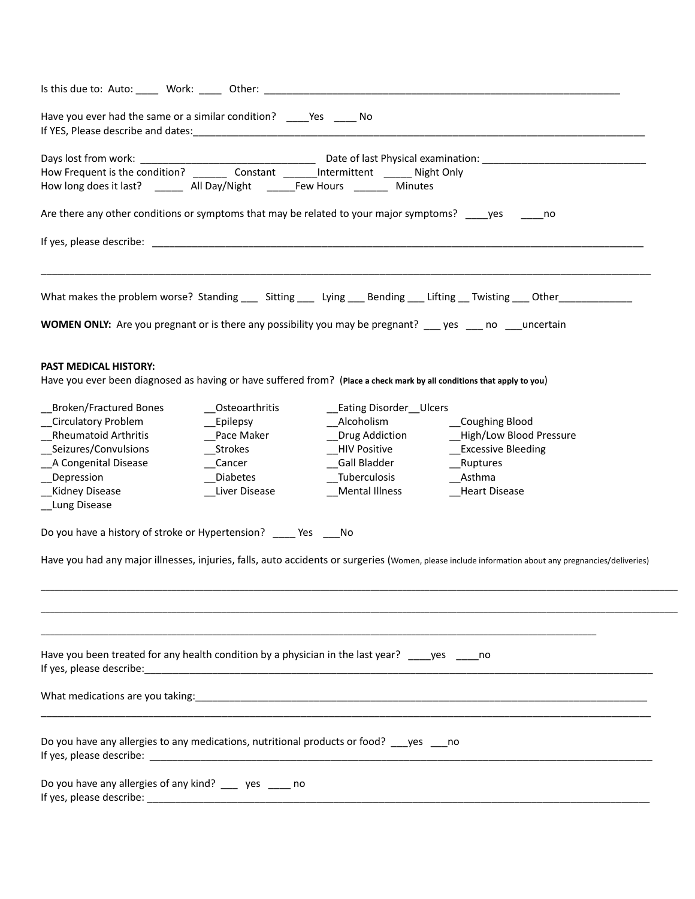Is this due to: Auto: ____ Work: ____ Other: ________________________________________________________________

Have you ever had the same or a similar condition? ____Yes ____ No
If YES, Please describe and dates:_______________________________________________________________________________

Days lost from work: ______________________________ Date of last Physical examination: _____________________________
How Frequent is the condition? ______ Constant ______Intermittent _____ Night Only
How long does it last? _____ All Day/Night _____Few Hours ______ Minutes

Are there any other conditions or symptoms that may be related to your major symptoms? ____yes ____no

If yes, please describe: ________________________________________________________________________________

_____________________________________________________________________________________________________

What makes the problem worse? Standing ___ Sitting ___ Lying ___ Bending ___ Lifting __ Twisting ___ Other_____________

**WOMEN ONLY:** Are you pregnant or is there any possibility you may be pregnant? ___ yes ___ no ___uncertain

**PAST MEDICAL HISTORY:**
Have you ever been diagnosed as having or have suffered from? (**Place a check mark by all conditions that apply to you**)

__Broken/Fractured Bones
__Circulatory Problem
__Rheumatoid Arthritis
__Seizures/Convulsions
__A Congenital Disease
__Depression
__Kidney Disease
__Lung Disease
__Osteoarthritis
__Epilepsy
__Pace Maker
__Strokes
__Cancer
__Diabetes
__Liver Disease
__Eating Disorder__Ulcers
__Alcoholism
__Drug Addiction
__HIV Positive
__Gall Bladder
__Tuberculosis
__Mental Illness
__Coughing Blood
__High/Low Blood Pressure
__Excessive Bleeding
__Ruptures
__Asthma
__Heart Disease

Do you have a history of stroke or Hypertension? ____ Yes ___No

Have you had any major illnesses, injuries, falls, auto accidents or surgeries (Women, please include information about any pregnancies/deliveries)

_____________________________________________________________________________________________________

_____________________________________________________________________________________________________

_____________________________________________________________________________________

Have you been treated for any health condition by a physician in the last year? ____yes ____no
If yes, please describe:____________________________________________________________________________________

What medications are you taking:___________________________________________________________________________

_____________________________________________________________________________________________________

Do you have any allergies to any medications, nutritional products or food? ___yes ___no
If yes, please describe: ___________________________________________________________________________________

Do you have any allergies of any kind? ___ yes ____ no
If yes, please describe: ___________________________________________________________________________________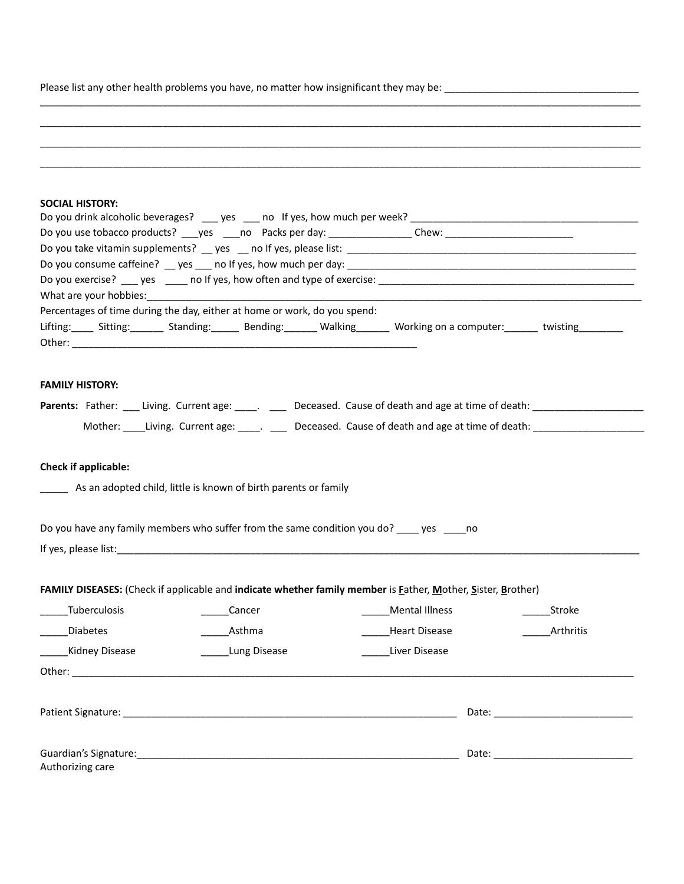Please list any other health problems you have, no matter how insignificant they may be: ___________________________________
_____________________________________________________________________________________________________________
_____________________________________________________________________________________________________________
_____________________________________________________________________________________________________________
_____________________________________________________________________________________________________________

**SOCIAL HISTORY:**

Do you drink alcoholic beverages? ___ yes ___ no If yes, how much per week? __________________________________________

Do you use tobacco products? ___yes ___no Packs per day: _______________ Chew: _______________________

Do you take vitamin supplements? __ yes __ no If yes, please list: _______________________________________________________

Do you consume caffeine? __ yes ___ no If yes, how much per day: _______________________________________________________

Do you exercise? ___ yes ____ no If yes, how often and type of exercise: ________________________________________________

What are your hobbies:_________________________________________________________________________________________

Percentages of time during the day, either at home or work, do you spend:

Lifting:____ Sitting:______ Standing:_____ Bending:______ Walking______ Working on a computer:______ twisting________

Other: _______________________________________________________________

**FAMILY HISTORY:**

**Parents:** Father: ___ Living. Current age: ____. ___ Deceased. Cause of death and age at time of death: ____________________

Mother: ____Living. Current age: ____. ___ Deceased. Cause of death and age at time of death: ____________________

**Check if applicable:**

_____ As an adopted child, little is known of birth parents or family

Do you have any family members who suffer from the same condition you do? ____ yes ____no

If yes, please list:_____________________________________________________________________________________________

**FAMILY DISEASES:** (Check if applicable and **indicate whether family member** is **F**ather, **M**other, **S**ister, **B**rother)

_____Tuberculosis _____Cancer _____Mental Illness _____Stroke

_____Diabetes _____Asthma _____Heart Disease _____Arthritis

_____Kidney Disease _____Lung Disease _____Liver Disease

Other: ______________________________________________________________________________________________________

Patient Signature: _____________________________________________________________ Date: _________________________

Guardian's Signature:____________________________________________________________ Date: _________________________
Authorizing care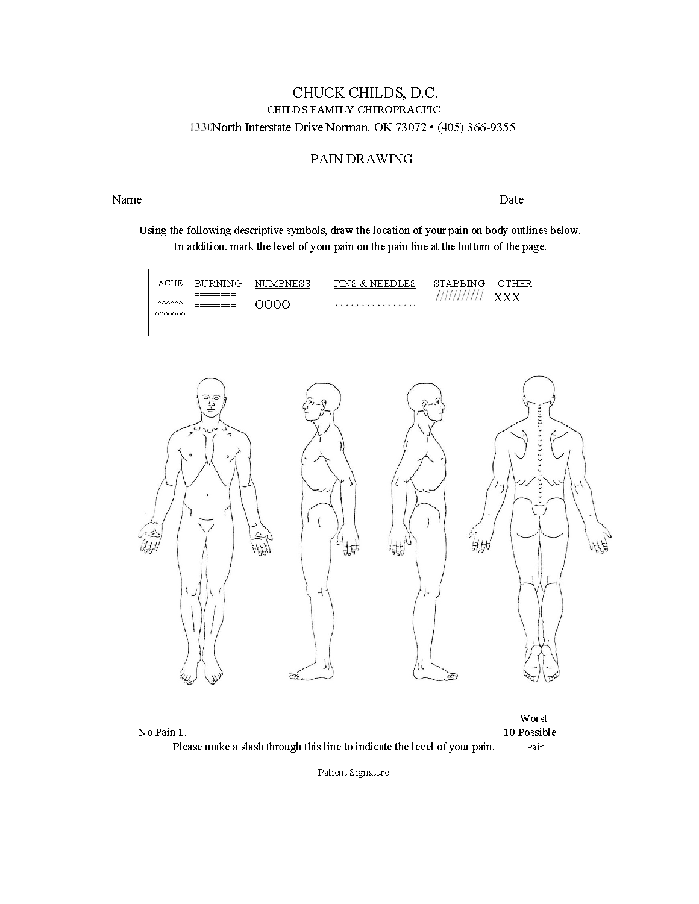# CHUCK CHILDS, D.C.

CHILDS FAMILY CHIROPRACTIC

1330 North Interstate Drive Norman. OK 73072 • (405) 366-9355

## PAIN DRAWING

Name______________________________________________________________Date___________

Using the following descriptive symbols, draw the location of your pain on body outlines below. In addition. mark the level of your pain on the pain line at the bottom of the page.

| ACHE | BURNING | NUMBNESS | PINS & NEEDLES | STABBING | OTHER |
|---|---|---|---|---|---|
| ^^^^^^ ^^^^^^ | ====== ====== | OOOO | ............... | ////////// | XXX |

No Pain 1. ____________________________________________________________ 10 Worst Possible Pain

Please make a slash through this line to indicate the level of your pain.

Patient Signature

_______________________________________________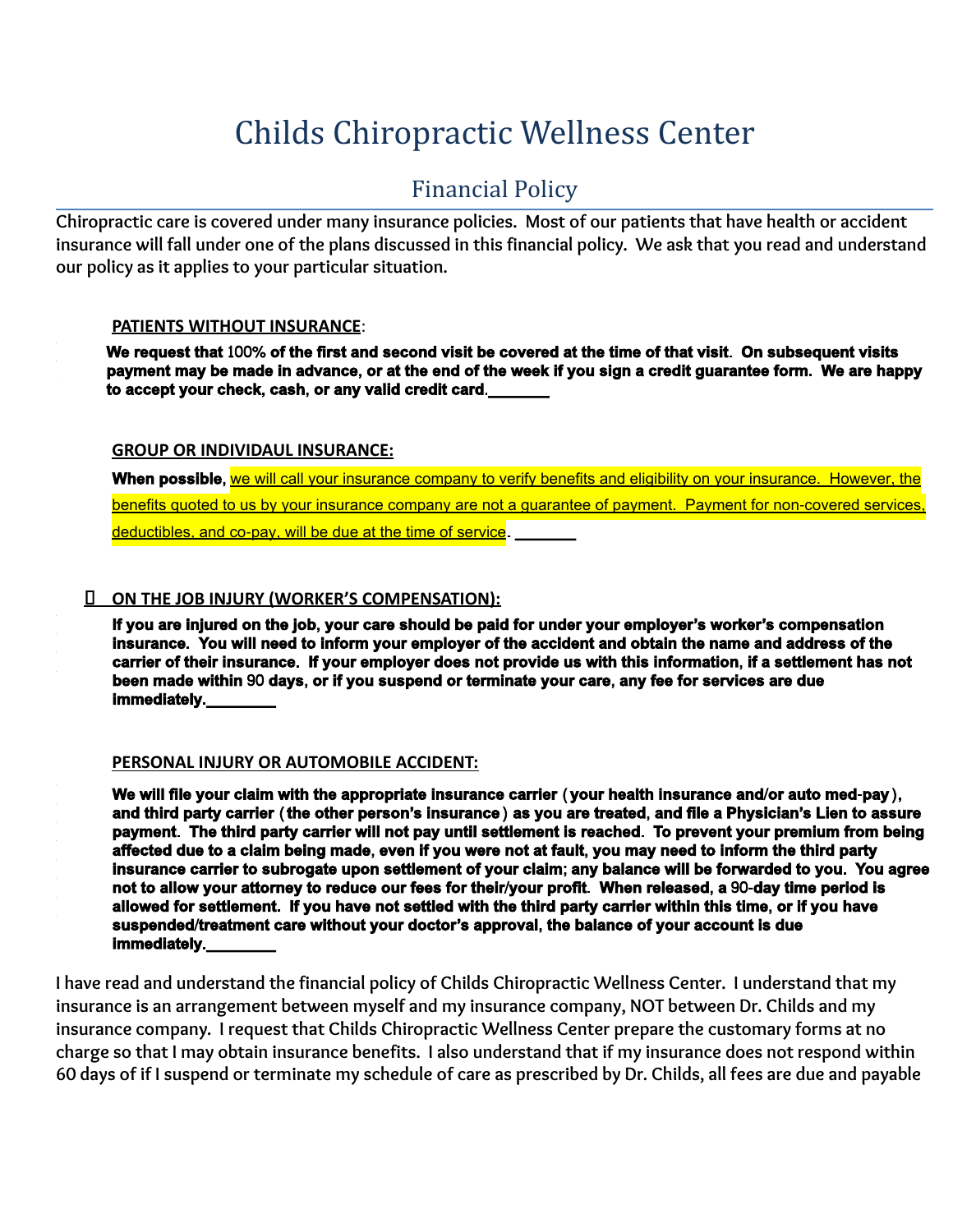# Childs Chiropractic Wellness Center

## Financial Policy

Chiropractic care is covered under many insurance policies. Most of our patients that have health or accident insurance will fall under one of the plans discussed in this financial policy. We ask that you read and understand our policy as it applies to your particular situation.

**PATIENTS WITHOUT INSURANCE**:

**We request that 100% of the first and second visit be covered at the time of that visit. On subsequent visits payment may be made in advance, or at the end of the week if you sign a credit guarantee form. We are happy to accept your check, cash, or any valid credit card.\_\_\_\_\_\_\_**

**GROUP OR INDIVIDAUL INSURANCE:**

**When possible,** we will call your insurance company to verify benefits and eligibility on your insurance. However, the benefits quoted to us by your insurance company are not a guarantee of payment. Payment for non-covered services, deductibles, and co-pay, will be due at the time of service. \_\_\_\_\_\_\_

**ON THE JOB INJURY (WORKER'S COMPENSATION):**

**If you are injured on the job, your care should be paid for under your employer's worker's compensation insurance. You will need to inform your employer of the accident and obtain the name and address of the carrier of their insurance. If your employer does not provide us with this information, if a settlement has not been made within 90 days, or if you suspend or terminate your care, any fee for services are due immediately.\_\_\_\_\_\_\_\_**

**PERSONAL INJURY OR AUTOMOBILE ACCIDENT:**

**We will file your claim with the appropriate insurance carrier (your health insurance and/or auto med-pay), and third party carrier (the other person's insurance) as you are treated, and file a Physician's Lien to assure payment. The third party carrier will not pay until settlement is reached. To prevent your premium from being affected due to a claim being made, even if you were not at fault, you may need to inform the third party insurance carrier to subrogate upon settlement of your claim; any balance will be forwarded to you. You agree not to allow your attorney to reduce our fees for their/your profit. When released, a 90-day time period is allowed for settlement. If you have not settled with the third party carrier within this time, or if you have suspended/treatment care without your doctor's approval, the balance of your account is due immediately.\_\_\_\_\_\_\_\_**

I have read and understand the financial policy of Childs Chiropractic Wellness Center. I understand that my insurance is an arrangement between myself and my insurance company, NOT between Dr. Childs and my insurance company. I request that Childs Chiropractic Wellness Center prepare the customary forms at no charge so that I may obtain insurance benefits. I also understand that if my insurance does not respond within 60 days of if I suspend or terminate my schedule of care as prescribed by Dr. Childs, all fees are due and payable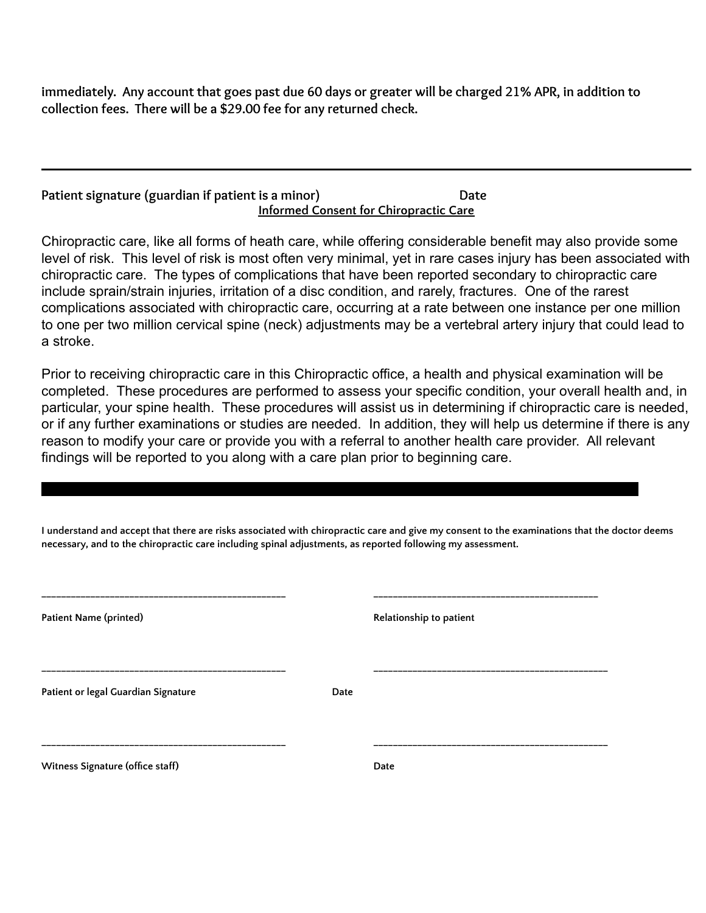**immediately. Any account that goes past due 60 days or greater will be charged 21% APR, in addition to collection fees. There will be a $29.00 fee for any returned check.**

---

**Patient signature (guardian if patient is a minor)** **Date**

## Informed Consent for Chiropractic Care

Chiropractic care, like all forms of heath care, while offering considerable benefit may also provide some level of risk. This level of risk is most often very minimal, yet in rare cases injury has been associated with chiropractic care. The types of complications that have been reported secondary to chiropractic care include sprain/strain injuries, irritation of a disc condition, and rarely, fractures. One of the rarest complications associated with chiropractic care, occurring at a rate between one instance per one million to one per two million cervical spine (neck) adjustments may be a vertebral artery injury that could lead to a stroke.

Prior to receiving chiropractic care in this Chiropractic office, a health and physical examination will be completed. These procedures are performed to assess your specific condition, your overall health and, in particular, your spine health. These procedures will assist us in determining if chiropractic care is needed, or if any further examinations or studies are needed. In addition, they will help us determine if there is any reason to modify your care or provide you with a referral to another health care provider. All relevant findings will be reported to you along with a care plan prior to beginning care.

---

**I understand and accept that there are risks associated with chiropractic care and give my consent to the examinations that the doctor deems necessary, and to the chiropractic care including spinal adjustments, as reported following my assessment.**

_______________________________________________ _____________________________________________

**Patient Name (printed)** **Relationship to patient**

_______________________________________________ _____________________________________________

**Patient or legal Guardian Signature** **Date**

_______________________________________________ _____________________________________________

**Witness Signature (office staff)** **Date**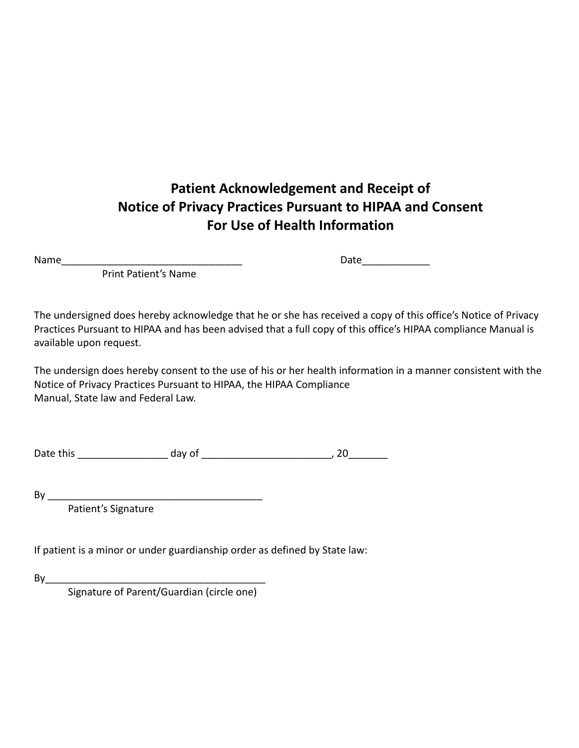# Patient Acknowledgement and Receipt of Notice of Privacy Practices Pursuant to HIPAA and Consent For Use of Health Information

Name________________________________ Date____________

Print Patient's Name

The undersigned does hereby acknowledge that he or she has received a copy of this office's Notice of Privacy Practices Pursuant to HIPAA and has been advised that a full copy of this office's HIPAA compliance Manual is available upon request.

The undersign does hereby consent to the use of his or her health information in a manner consistent with the Notice of Privacy Practices Pursuant to HIPAA, the HIPAA Compliance Manual, State law and Federal Law.

Date this ________________ day of _______________________, 20_______

By ______________________________________

Patient's Signature

If patient is a minor or under guardianship order as defined by State law:

By_______________________________________

Signature of Parent/Guardian (circle one)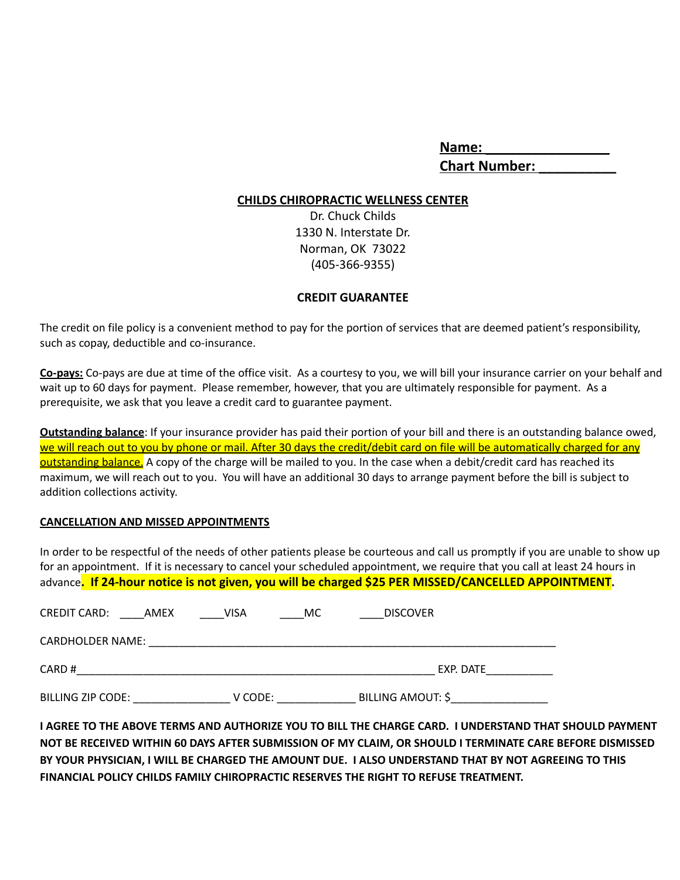**Name: ________________**
**Chart Number: __________**

**CHILDS CHIROPRACTIC WELLNESS CENTER**
Dr. Chuck Childs
1330 N. Interstate Dr.
Norman, OK 73022
(405-366-9355)

**CREDIT GUARANTEE**

The credit on file policy is a convenient method to pay for the portion of services that are deemed patient's responsibility, such as copay, deductible and co-insurance.

**Co-pays:** Co-pays are due at time of the office visit. As a courtesy to you, we will bill your insurance carrier on your behalf and wait up to 60 days for payment. Please remember, however, that you are ultimately responsible for payment. As a prerequisite, we ask that you leave a credit card to guarantee payment.

**Outstanding balance**: If your insurance provider has paid their portion of your bill and there is an outstanding balance owed, we will reach out to you by phone or mail. After 30 days the credit/debit card on file will be automatically charged for any outstanding balance. A copy of the charge will be mailed to you. In the case when a debit/credit card has reached its maximum, we will reach out to you. You will have an additional 30 days to arrange payment before the bill is subject to addition collections activity.

**CANCELLATION AND MISSED APPOINTMENTS**

In order to be respectful of the needs of other patients please be courteous and call us promptly if you are unable to show up for an appointment. If it is necessary to cancel your scheduled appointment, we require that you call at least 24 hours in advance**. If 24-hour notice is not given, you will be charged $25 PER MISSED/CANCELLED APPOINTMENT**.

CREDIT CARD: ____AMEX ____VISA ____MC ____DISCOVER

CARDHOLDER NAME: ______________________________________________________________

CARD #________________________________________________________ EXP. DATE__________

BILLING ZIP CODE: _______________ V CODE: ____________ BILLING AMOUT: $_______________

**I AGREE TO THE ABOVE TERMS AND AUTHORIZE YOU TO BILL THE CHARGE CARD. I UNDERSTAND THAT SHOULD PAYMENT NOT BE RECEIVED WITHIN 60 DAYS AFTER SUBMISSION OF MY CLAIM, OR SHOULD I TERMINATE CARE BEFORE DISMISSED BY YOUR PHYSICIAN, I WILL BE CHARGED THE AMOUNT DUE. I ALSO UNDERSTAND THAT BY NOT AGREEING TO THIS FINANCIAL POLICY CHILDS FAMILY CHIROPRACTIC RESERVES THE RIGHT TO REFUSE TREATMENT.**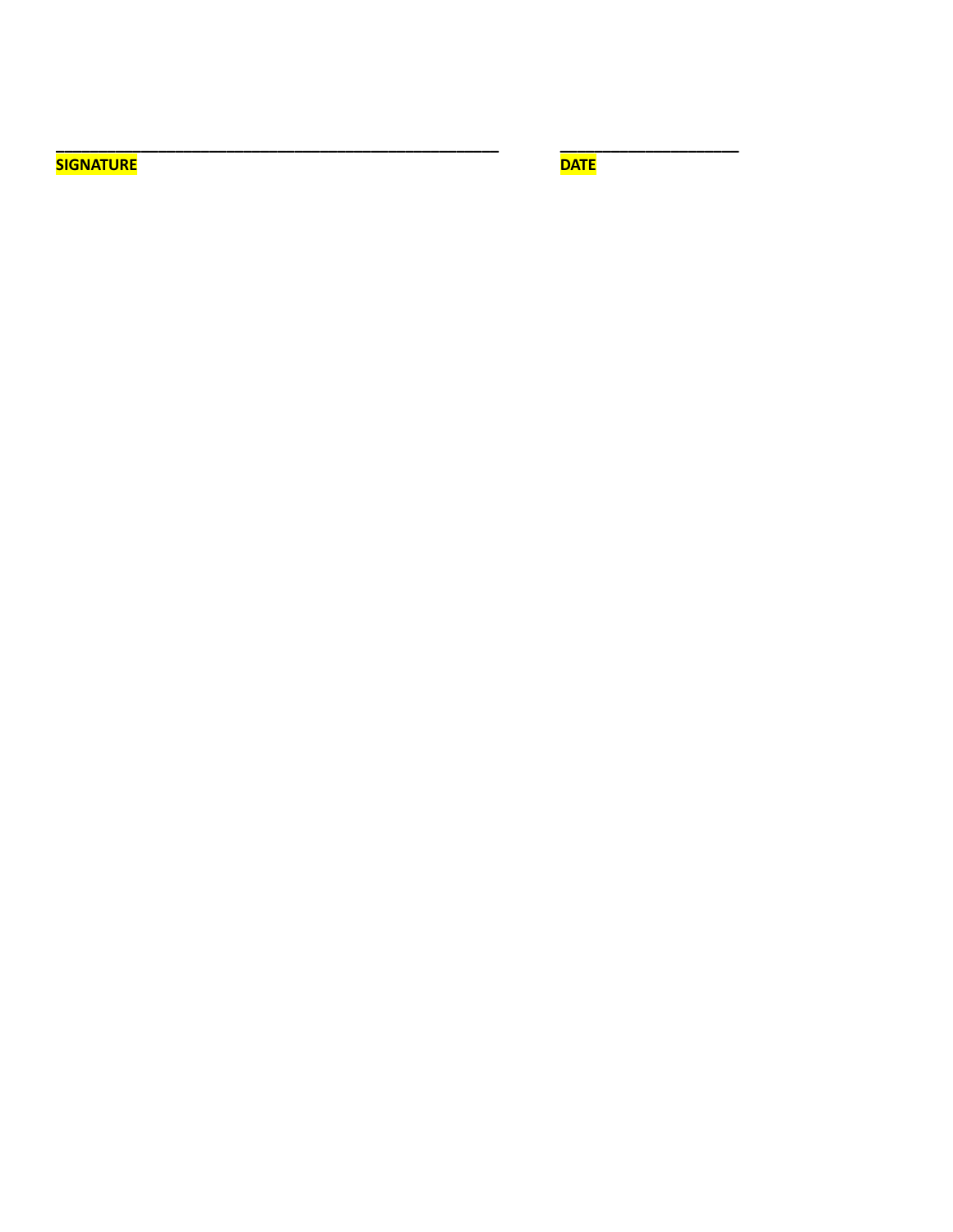_____________________________________________ _________________

**SIGNATURE** **DATE**